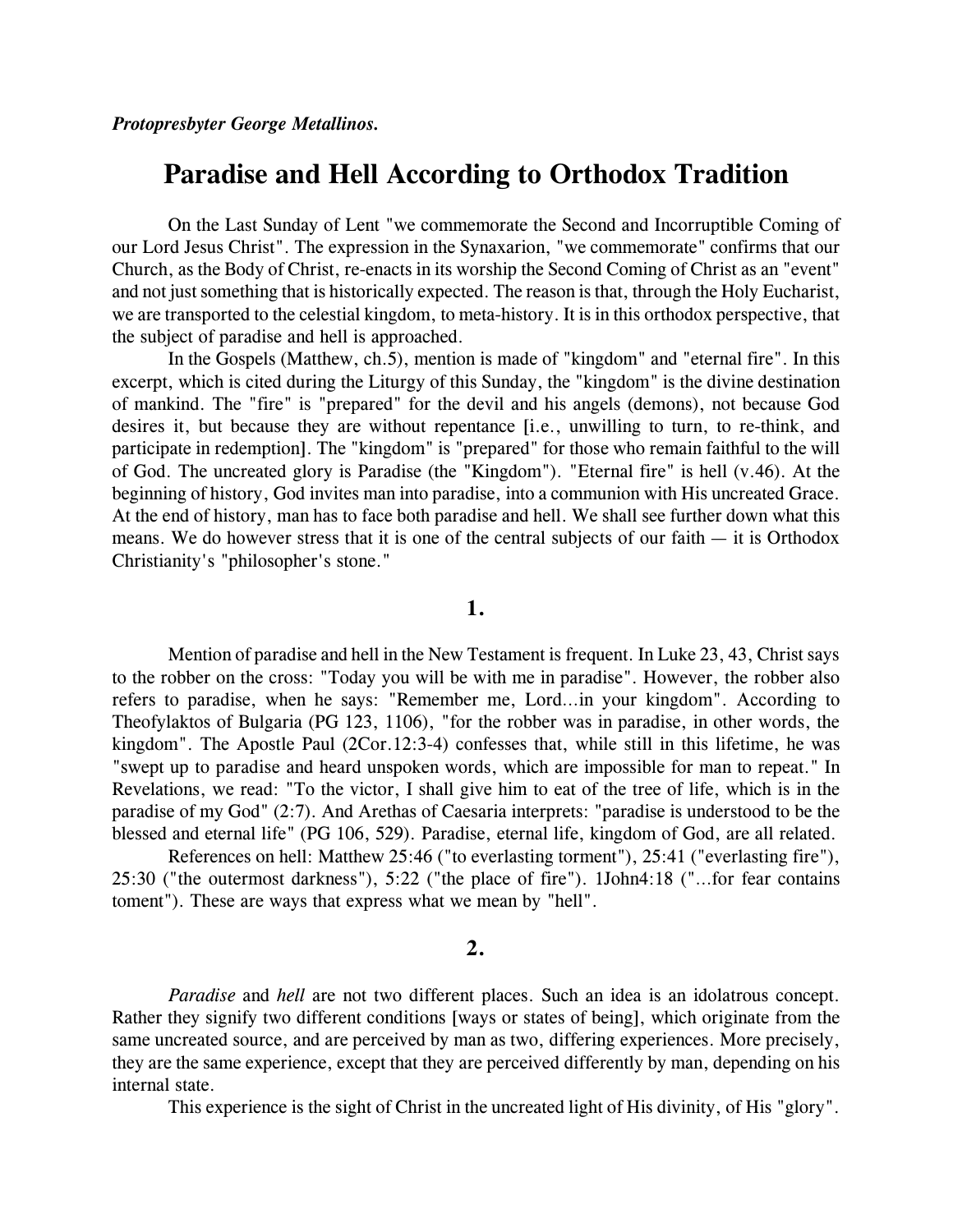***Protopresbyter George Metallinos.***

# Paradise and Hell According to Orthodox Tradition

On the Last Sunday of Lent "we commemorate the Second and Incorruptible Coming of our Lord Jesus Christ". The expression in the Synaxarion, "we commemorate" confirms that our Church, as the Body of Christ, re-enacts in its worship the Second Coming of Christ as an "event" and not just something that is historically expected. The reason is that, through the Holy Eucharist, we are transported to the celestial kingdom, to meta-history. It is in this orthodox perspective, that the subject of paradise and hell is approached.

In the Gospels (Matthew, ch.5), mention is made of "kingdom" and "eternal fire". In this excerpt, which is cited during the Liturgy of this Sunday, the "kingdom" is the divine destination of mankind. The "fire" is "prepared" for the devil and his angels (demons), not because God desires it, but because they are without repentance [i.e., unwilling to turn, to re-think, and participate in redemption]. The "kingdom" is "prepared" for those who remain faithful to the will of God. The uncreated glory is Paradise (the "Kingdom"). "Eternal fire" is hell (v.46). At the beginning of history, God invites man into paradise, into a communion with His uncreated Grace. At the end of history, man has to face both paradise and hell. We shall see further down what this means. We do however stress that it is one of the central subjects of our faith — it is Orthodox Christianity's "philosopher's stone."

## 1.

Mention of paradise and hell in the New Testament is frequent. In Luke 23, 43, Christ says to the robber on the cross: "Today you will be with me in paradise". However, the robber also refers to paradise, when he says: "Remember me, Lord...in your kingdom". According to Theofylaktos of Bulgaria (PG 123, 1106), "for the robber was in paradise, in other words, the kingdom". The Apostle Paul (2Cor.12:3-4) confesses that, while still in this lifetime, he was "swept up to paradise and heard unspoken words, which are impossible for man to repeat." In Revelations, we read: "To the victor, I shall give him to eat of the tree of life, which is in the paradise of my God" (2:7). And Arethas of Caesaria interprets: "paradise is understood to be the blessed and eternal life" (PG 106, 529). Paradise, eternal life, kingdom of God, are all related.

References on hell: Matthew 25:46 ("to everlasting torment"), 25:41 ("everlasting fire"), 25:30 ("the outermost darkness"), 5:22 ("the place of fire"). 1John4:18 ("...for fear contains toment"). These are ways that express what we mean by "hell".

## 2.

*Paradise* and *hell* are not two different places. Such an idea is an idolatrous concept. Rather they signify two different conditions [ways or states of being], which originate from the same uncreated source, and are perceived by man as two, differing experiences. More precisely, they are the same experience, except that they are perceived differently by man, depending on his internal state.

This experience is the sight of Christ in the uncreated light of His divinity, of His "glory".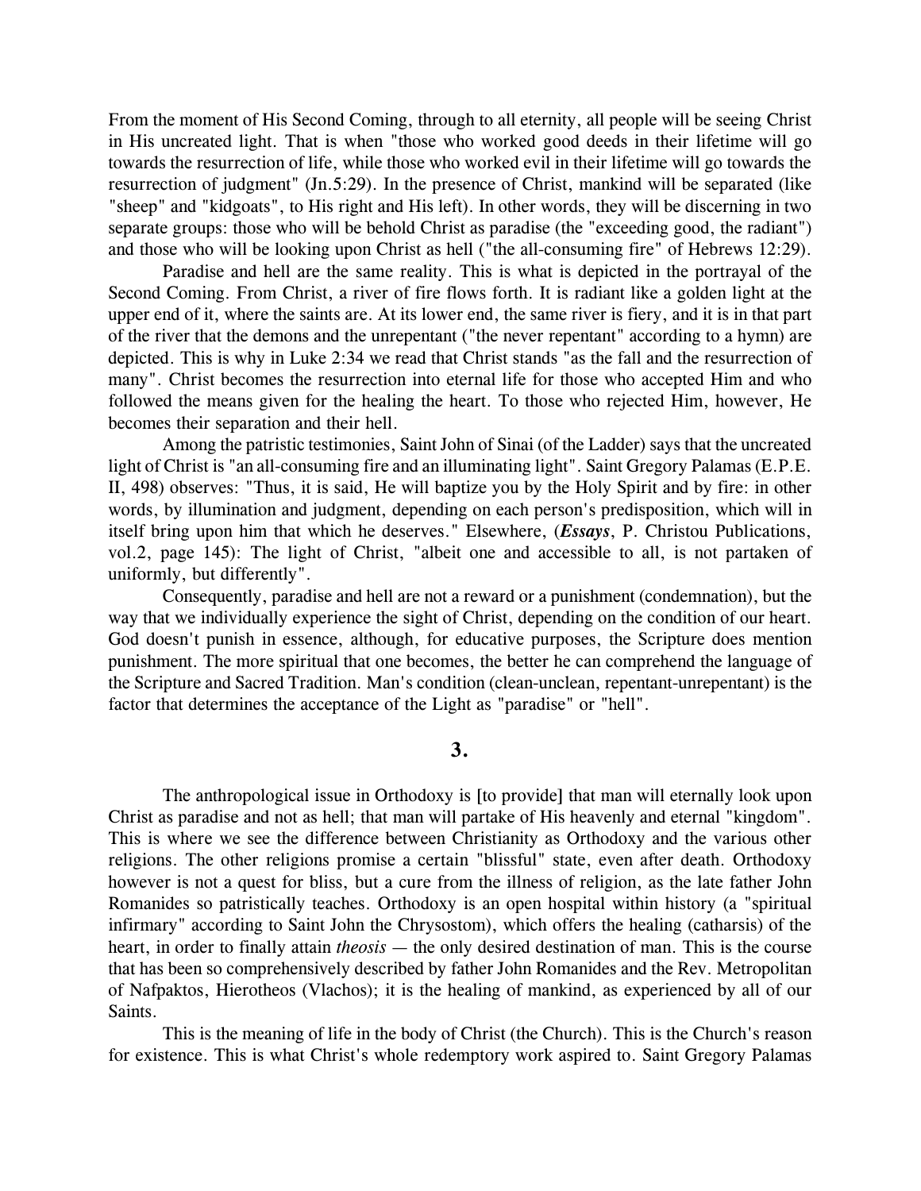From the moment of His Second Coming, through to all eternity, all people will be seeing Christ in His uncreated light. That is when "those who worked good deeds in their lifetime will go towards the resurrection of life, while those who worked evil in their lifetime will go towards the resurrection of judgment" (Jn.5:29). In the presence of Christ, mankind will be separated (like "sheep" and "kidgoats", to His right and His left). In other words, they will be discerning in two separate groups: those who will behold Christ as paradise (the "exceeding good, the radiant") and those who will be looking upon Christ as hell ("the all-consuming fire" of Hebrews 12:29).

Paradise and hell are the same reality. This is what is depicted in the portrayal of the Second Coming. From Christ, a river of fire flows forth. It is radiant like a golden light at the upper end of it, where the saints are. At its lower end, the same river is fiery, and it is in that part of the river that the demons and the unrepentant ("the never repentant" according to a hymn) are depicted. This is why in Luke 2:34 we read that Christ stands "as the fall and the resurrection of many". Christ becomes the resurrection into eternal life for those who accepted Him and who followed the means given for the healing the heart. To those who rejected Him, however, He becomes their separation and their hell.

Among the patristic testimonies, Saint John of Sinai (of the Ladder) says that the uncreated light of Christ is "an all-consuming fire and an illuminating light". Saint Gregory Palamas (E.P.E. II, 498) observes: "Thus, it is said, He will baptize you by the Holy Spirit and by fire: in other words, by illumination and judgment, depending on each person's predisposition, which will in itself bring upon him that which he deserves." Elsewhere, (***Essays***, P. Christou Publications, vol.2, page 145): The light of Christ, "albeit one and accessible to all, is not partaken of uniformly, but differently".

Consequently, paradise and hell are not a reward or a punishment (condemnation), but the way that we individually experience the sight of Christ, depending on the condition of our heart. God doesn't punish in essence, although, for educative purposes, the Scripture does mention punishment. The more spiritual that one becomes, the better he can comprehend the language of the Scripture and Sacred Tradition. Man's condition (clean-unclean, repentant-unrepentant) is the factor that determines the acceptance of the Light as "paradise" or "hell".

## 3.

The anthropological issue in Orthodoxy is [to provide] that man will eternally look upon Christ as paradise and not as hell; that man will partake of His heavenly and eternal "kingdom". This is where we see the difference between Christianity as Orthodoxy and the various other religions. The other religions promise a certain "blissful" state, even after death. Orthodoxy however is not a quest for bliss, but a cure from the illness of religion, as the late father John Romanides so patristically teaches. Orthodoxy is an open hospital within history (a "spiritual infirmary" according to Saint John the Chrysostom), which offers the healing (catharsis) of the heart, in order to finally attain *theosis* — the only desired destination of man. This is the course that has been so comprehensively described by father John Romanides and the Rev. Metropolitan of Nafpaktos, Hierotheos (Vlachos); it is the healing of mankind, as experienced by all of our Saints.

This is the meaning of life in the body of Christ (the Church). This is the Church's reason for existence. This is what Christ's whole redemptory work aspired to. Saint Gregory Palamas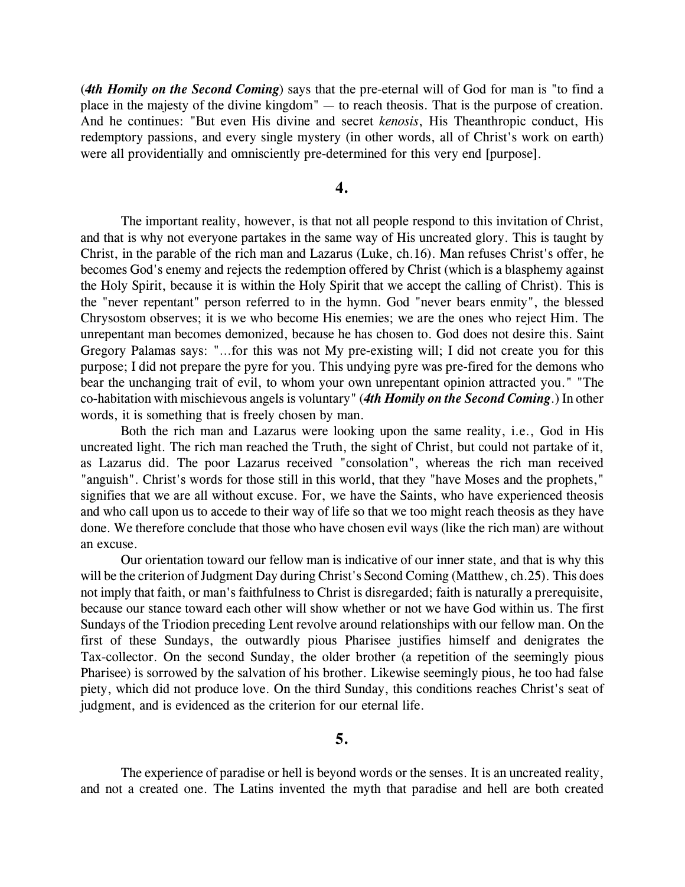(***4th Homily on the Second Coming***) says that the pre-eternal will of God for man is "to find a place in the majesty of the divine kingdom" — to reach theosis. That is the purpose of creation. And he continues: "But even His divine and secret *kenosis*, His Theanthropic conduct, His redemptory passions, and every single mystery (in other words, all of Christ's work on earth) were all providentially and omnisciently pre-determined for this very end [purpose].

## 4.

The important reality, however, is that not all people respond to this invitation of Christ, and that is why not everyone partakes in the same way of His uncreated glory. This is taught by Christ, in the parable of the rich man and Lazarus (Luke, ch.16). Man refuses Christ's offer, he becomes God's enemy and rejects the redemption offered by Christ (which is a blasphemy against the Holy Spirit, because it is within the Holy Spirit that we accept the calling of Christ). This is the "never repentant" person referred to in the hymn. God "never bears enmity", the blessed Chrysostom observes; it is we who become His enemies; we are the ones who reject Him. The unrepentant man becomes demonized, because he has chosen to. God does not desire this. Saint Gregory Palamas says: "...for this was not My pre-existing will; I did not create you for this purpose; I did not prepare the pyre for you. This undying pyre was pre-fired for the demons who bear the unchanging trait of evil, to whom your own unrepentant opinion attracted you." "The co-habitation with mischievous angels is voluntary" (***4th Homily on the Second Coming***.) In other words, it is something that is freely chosen by man.

Both the rich man and Lazarus were looking upon the same reality, i.e., God in His uncreated light. The rich man reached the Truth, the sight of Christ, but could not partake of it, as Lazarus did. The poor Lazarus received "consolation", whereas the rich man received "anguish". Christ's words for those still in this world, that they "have Moses and the prophets," signifies that we are all without excuse. For, we have the Saints, who have experienced theosis and who call upon us to accede to their way of life so that we too might reach theosis as they have done. We therefore conclude that those who have chosen evil ways (like the rich man) are without an excuse.

Our orientation toward our fellow man is indicative of our inner state, and that is why this will be the criterion of Judgment Day during Christ's Second Coming (Matthew, ch.25). This does not imply that faith, or man's faithfulness to Christ is disregarded; faith is naturally a prerequisite, because our stance toward each other will show whether or not we have God within us. The first Sundays of the Triodion preceding Lent revolve around relationships with our fellow man. On the first of these Sundays, the outwardly pious Pharisee justifies himself and denigrates the Tax-collector. On the second Sunday, the older brother (a repetition of the seemingly pious Pharisee) is sorrowed by the salvation of his brother. Likewise seemingly pious, he too had false piety, which did not produce love. On the third Sunday, this conditions reaches Christ's seat of judgment, and is evidenced as the criterion for our eternal life.

## 5.

The experience of paradise or hell is beyond words or the senses. It is an uncreated reality, and not a created one. The Latins invented the myth that paradise and hell are both created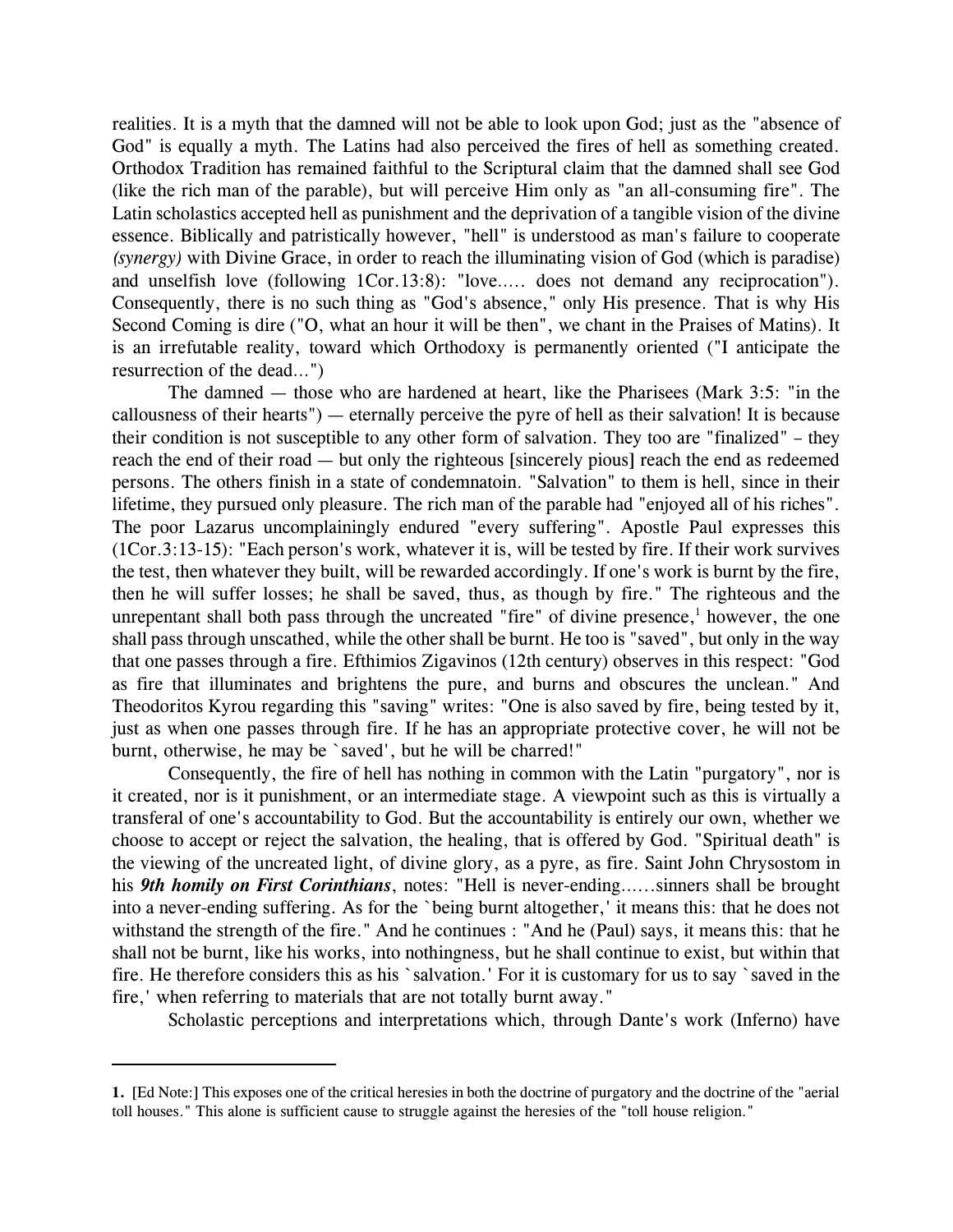realities. It is a myth that the damned will not be able to look upon God; just as the "absence of God" is equally a myth. The Latins had also perceived the fires of hell as something created. Orthodox Tradition has remained faithful to the Scriptural claim that the damned shall see God (like the rich man of the parable), but will perceive Him only as "an all-consuming fire". The Latin scholastics accepted hell as punishment and the deprivation of a tangible vision of the divine essence. Biblically and patristically however, "hell" is understood as man's failure to cooperate *(synergy)* with Divine Grace, in order to reach the illuminating vision of God (which is paradise) and unselfish love (following 1Cor.13:8): "love..... does not demand any reciprocation"). Consequently, there is no such thing as "God's absence," only His presence. That is why His Second Coming is dire ("O, what an hour it will be then", we chant in the Praises of Matins). It is an irrefutable reality, toward which Orthodoxy is permanently oriented ("I anticipate the resurrection of the dead...")

The damned — those who are hardened at heart, like the Pharisees (Mark 3:5: "in the callousness of their hearts") — eternally perceive the pyre of hell as their salvation! It is because their condition is not susceptible to any other form of salvation. They too are "finalized" – they reach the end of their road — but only the righteous [sincerely pious] reach the end as redeemed persons. The others finish in a state of condemnatoin. "Salvation" to them is hell, since in their lifetime, they pursued only pleasure. The rich man of the parable had "enjoyed all of his riches". The poor Lazarus uncomplainingly endured "every suffering". Apostle Paul expresses this (1Cor.3:13-15): "Each person's work, whatever it is, will be tested by fire. If their work survives the test, then whatever they built, will be rewarded accordingly. If one's work is burnt by the fire, then he will suffer losses; he shall be saved, thus, as though by fire." The righteous and the unrepentant shall both pass through the uncreated "fire" of divine presence,[1] however, the one shall pass through unscathed, while the other shall be burnt. He too is "saved", but only in the way that one passes through a fire. Efthimios Zigavinos (12th century) observes in this respect: "God as fire that illuminates and brightens the pure, and burns and obscures the unclean." And Theodoritos Kyrou regarding this "saving" writes: "One is also saved by fire, being tested by it, just as when one passes through fire. If he has an appropriate protective cover, he will not be burnt, otherwise, he may be `saved', but he will be charred!"

Consequently, the fire of hell has nothing in common with the Latin "purgatory", nor is it created, nor is it punishment, or an intermediate stage. A viewpoint such as this is virtually a transferal of one's accountability to God. But the accountability is entirely our own, whether we choose to accept or reject the salvation, the healing, that is offered by God. "Spiritual death" is the viewing of the uncreated light, of divine glory, as a pyre, as fire. Saint John Chrysostom in his ***9th homily on First Corinthians***, notes: "Hell is never-ending......sinners shall be brought into a never-ending suffering. As for the `being burnt altogether,' it means this: that he does not withstand the strength of the fire." And he continues : "And he (Paul) says, it means this: that he shall not be burnt, like his works, into nothingness, but he shall continue to exist, but within that fire. He therefore considers this as his `salvation.' For it is customary for us to say `saved in the fire,' when referring to materials that are not totally burnt away."

Scholastic perceptions and interpretations which, through Dante's work (Inferno) have

---

**1.** [Ed Note:] This exposes one of the critical heresies in both the doctrine of purgatory and the doctrine of the "aerial toll houses." This alone is sufficient cause to struggle against the heresies of the "toll house religion."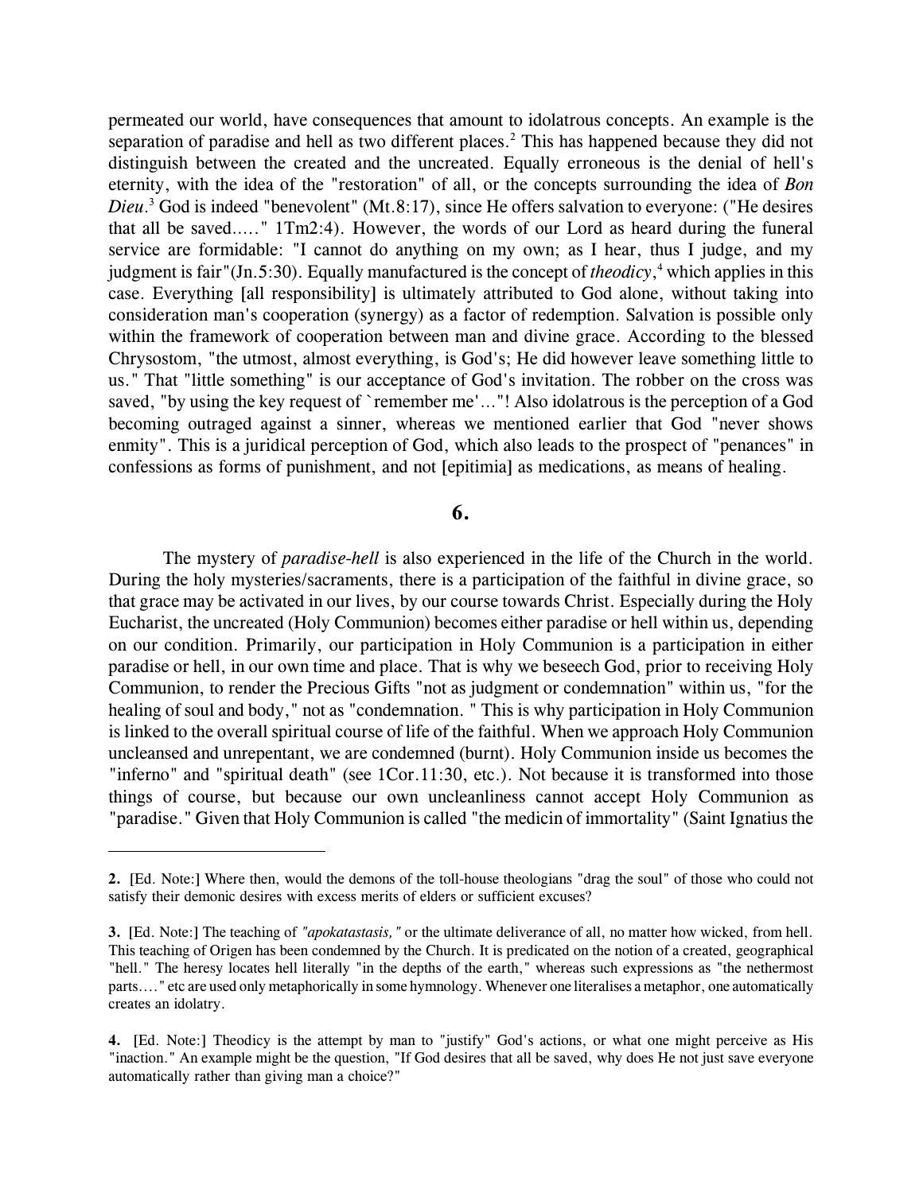permeated our world, have consequences that amount to idolatrous concepts. An example is the separation of paradise and hell as two different places.[2] This has happened because they did not distinguish between the created and the uncreated. Equally erroneous is the denial of hell's eternity, with the idea of the "restoration" of all, or the concepts surrounding the idea of *Bon Dieu*.[3] God is indeed "benevolent" (Mt.8:17), since He offers salvation to everyone: ("He desires that all be saved....." 1Tm2:4). However, the words of our Lord as heard during the funeral service are formidable: "I cannot do anything on my own; as I hear, thus I judge, and my judgment is fair"(Jn.5:30). Equally manufactured is the concept of *theodicy*,[4] which applies in this case. Everything [all responsibility] is ultimately attributed to God alone, without taking into consideration man's cooperation (synergy) as a factor of redemption. Salvation is possible only within the framework of cooperation between man and divine grace. According to the blessed Chrysostom, "the utmost, almost everything, is God's; He did however leave something little to us." That "little something" is our acceptance of God's invitation. The robber on the cross was saved, "by using the key request of `remember me'..."! Also idolatrous is the perception of a God becoming outraged against a sinner, whereas we mentioned earlier that God "never shows enmity". This is a juridical perception of God, which also leads to the prospect of "penances" in confessions as forms of punishment, and not [epitimia] as medications, as means of healing.

## 6.

The mystery of *paradise-hell* is also experienced in the life of the Church in the world. During the holy mysteries/sacraments, there is a participation of the faithful in divine grace, so that grace may be activated in our lives, by our course towards Christ. Especially during the Holy Eucharist, the uncreated (Holy Communion) becomes either paradise or hell within us, depending on our condition. Primarily, our participation in Holy Communion is a participation in either paradise or hell, in our own time and place. That is why we beseech God, prior to receiving Holy Communion, to render the Precious Gifts "not as judgment or condemnation" within us, "for the healing of soul and body," not as "condemnation. " This is why participation in Holy Communion is linked to the overall spiritual course of life of the faithful. When we approach Holy Communion uncleansed and unrepentant, we are condemned (burnt). Holy Communion inside us becomes the "inferno" and "spiritual death" (see 1Cor.11:30, etc.). Not because it is transformed into those things of course, but because our own uncleanliness cannot accept Holy Communion as "paradise." Given that Holy Communion is called "the medicin of immortality" (Saint Ignatius the

---

**2.** [Ed. Note:] Where then, would the demons of the toll-house theologians "drag the soul" of those who could not satisfy their demonic desires with excess merits of elders or sufficient excuses?

**3.** [Ed. Note:] The teaching of *"apokatastasis,"* or the ultimate deliverance of all, no matter how wicked, from hell. This teaching of Origen has been condemned by the Church. It is predicated on the notion of a created, geographical "hell." The heresy locates hell literally "in the depths of the earth," whereas such expressions as "the nethermost parts...." etc are used only metaphorically in some hymnology. Whenever one literalises a metaphor, one automatically creates an idolatry.

**4.** [Ed. Note:] Theodicy is the attempt by man to "justify" God's actions, or what one might perceive as His "inaction." An example might be the question, "If God desires that all be saved, why does He not just save everyone automatically rather than giving man a choice?"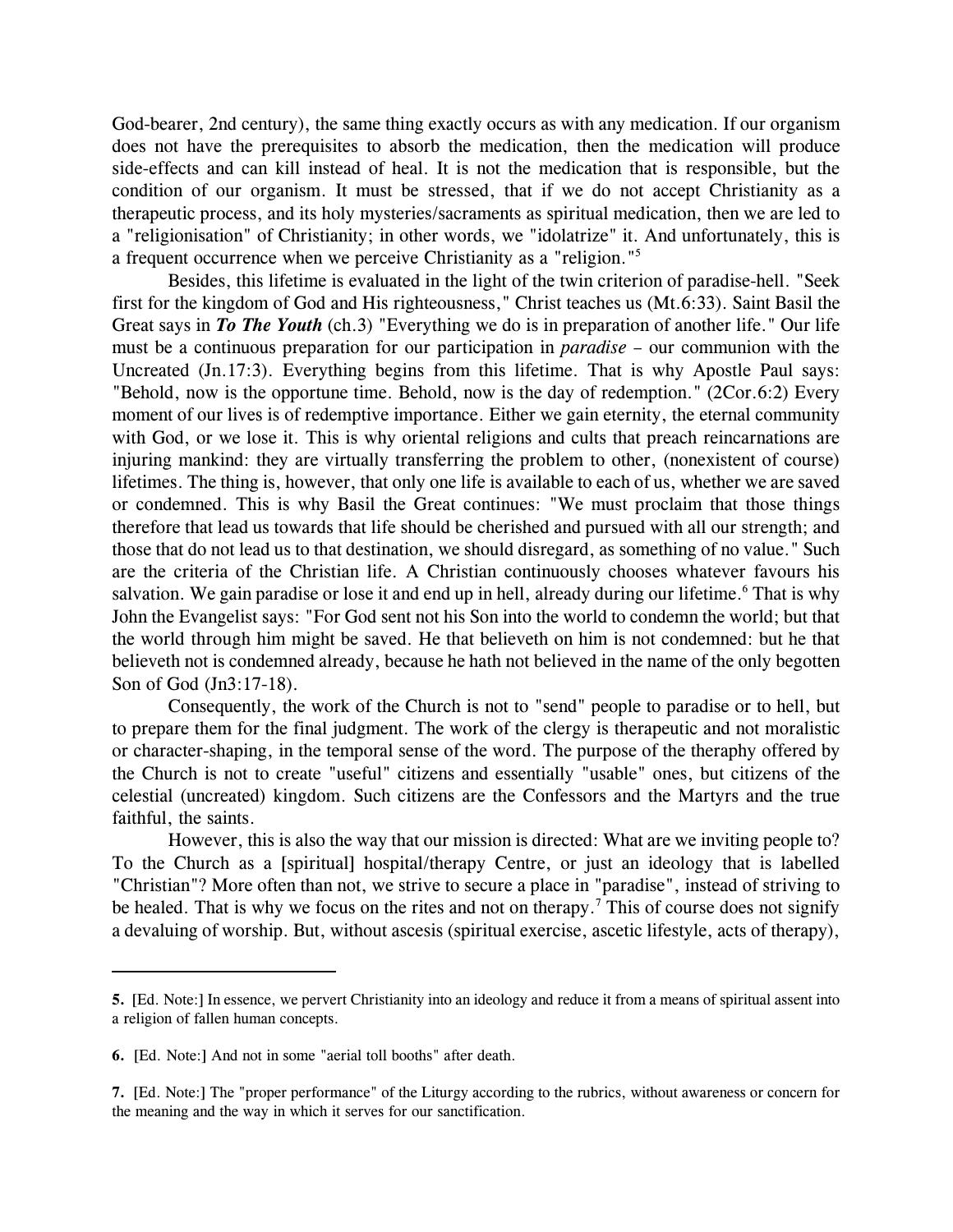God-bearer, 2nd century), the same thing exactly occurs as with any medication. If our organism does not have the prerequisites to absorb the medication, then the medication will produce side-effects and can kill instead of heal. It is not the medication that is responsible, but the condition of our organism. It must be stressed, that if we do not accept Christianity as a therapeutic process, and its holy mysteries/sacraments as spiritual medication, then we are led to a "religionisation" of Christianity; in other words, we "idolatrize" it. And unfortunately, this is a frequent occurrence when we perceive Christianity as a "religion."[5]

Besides, this lifetime is evaluated in the light of the twin criterion of paradise-hell. "Seek first for the kingdom of God and His righteousness," Christ teaches us (Mt.6:33). Saint Basil the Great says in ***To The Youth*** (ch.3) "Everything we do is in preparation of another life." Our life must be a continuous preparation for our participation in *paradise* – our communion with the Uncreated (Jn.17:3). Everything begins from this lifetime. That is why Apostle Paul says: "Behold, now is the opportune time. Behold, now is the day of redemption." (2Cor.6:2) Every moment of our lives is of redemptive importance. Either we gain eternity, the eternal community with God, or we lose it. This is why oriental religions and cults that preach reincarnations are injuring mankind: they are virtually transferring the problem to other, (nonexistent of course) lifetimes. The thing is, however, that only one life is available to each of us, whether we are saved or condemned. This is why Basil the Great continues: "We must proclaim that those things therefore that lead us towards that life should be cherished and pursued with all our strength; and those that do not lead us to that destination, we should disregard, as something of no value." Such are the criteria of the Christian life. A Christian continuously chooses whatever favours his salvation. We gain paradise or lose it and end up in hell, already during our lifetime.[6] That is why John the Evangelist says: "For God sent not his Son into the world to condemn the world; but that the world through him might be saved. He that believeth on him is not condemned: but he that believeth not is condemned already, because he hath not believed in the name of the only begotten Son of God (Jn3:17-18).

Consequently, the work of the Church is not to "send" people to paradise or to hell, but to prepare them for the final judgment. The work of the clergy is therapeutic and not moralistic or character-shaping, in the temporal sense of the word. The purpose of the theraphy offered by the Church is not to create "useful" citizens and essentially "usable" ones, but citizens of the celestial (uncreated) kingdom. Such citizens are the Confessors and the Martyrs and the true faithful, the saints.

However, this is also the way that our mission is directed: What are we inviting people to? To the Church as a [spiritual] hospital/therapy Centre, or just an ideology that is labelled "Christian"? More often than not, we strive to secure a place in "paradise", instead of striving to be healed. That is why we focus on the rites and not on therapy.[7] This of course does not signify a devaluing of worship. But, without ascesis (spiritual exercise, ascetic lifestyle, acts of therapy),

---

**5.** [Ed. Note:] In essence, we pervert Christianity into an ideology and reduce it from a means of spiritual assent into a religion of fallen human concepts.

**6.** [Ed. Note:] And not in some "aerial toll booths" after death.

**7.** [Ed. Note:] The "proper performance" of the Liturgy according to the rubrics, without awareness or concern for the meaning and the way in which it serves for our sanctification.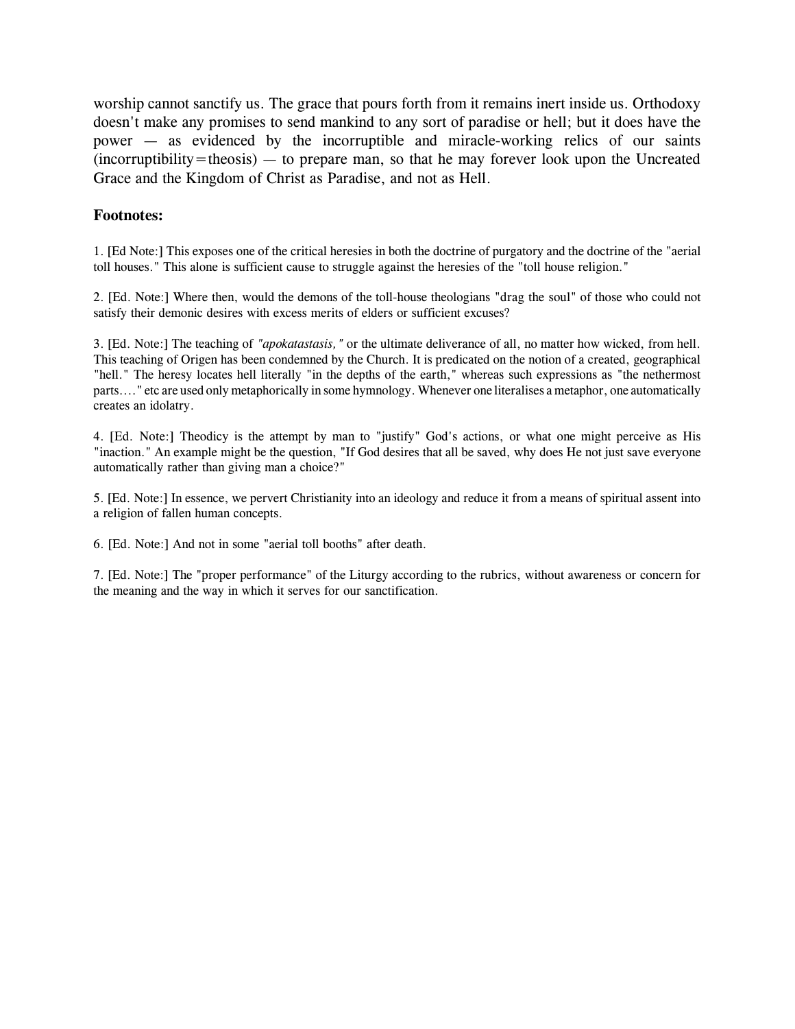worship cannot sanctify us. The grace that pours forth from it remains inert inside us. Orthodoxy doesn't make any promises to send mankind to any sort of paradise or hell; but it does have the power — as evidenced by the incorruptible and miracle-working relics of our saints (incorruptibility=theosis) — to prepare man, so that he may forever look upon the Uncreated Grace and the Kingdom of Christ as Paradise, and not as Hell.

**Footnotes:**

1. [Ed Note:] This exposes one of the critical heresies in both the doctrine of purgatory and the doctrine of the "aerial toll houses." This alone is sufficient cause to struggle against the heresies of the "toll house religion."

2. [Ed. Note:] Where then, would the demons of the toll-house theologians "drag the soul" of those who could not satisfy their demonic desires with excess merits of elders or sufficient excuses?

3. [Ed. Note:] The teaching of *"apokatastasis,"* or the ultimate deliverance of all, no matter how wicked, from hell. This teaching of Origen has been condemned by the Church. It is predicated on the notion of a created, geographical "hell." The heresy locates hell literally "in the depths of the earth," whereas such expressions as "the nethermost parts…." etc are used only metaphorically in some hymnology. Whenever one literalises a metaphor, one automatically creates an idolatry.

4. [Ed. Note:] Theodicy is the attempt by man to "justify" God's actions, or what one might perceive as His "inaction." An example might be the question, "If God desires that all be saved, why does He not just save everyone automatically rather than giving man a choice?"

5. [Ed. Note:] In essence, we pervert Christianity into an ideology and reduce it from a means of spiritual assent into a religion of fallen human concepts.

6. [Ed. Note:] And not in some "aerial toll booths" after death.

7. [Ed. Note:] The "proper performance" of the Liturgy according to the rubrics, without awareness or concern for the meaning and the way in which it serves for our sanctification.